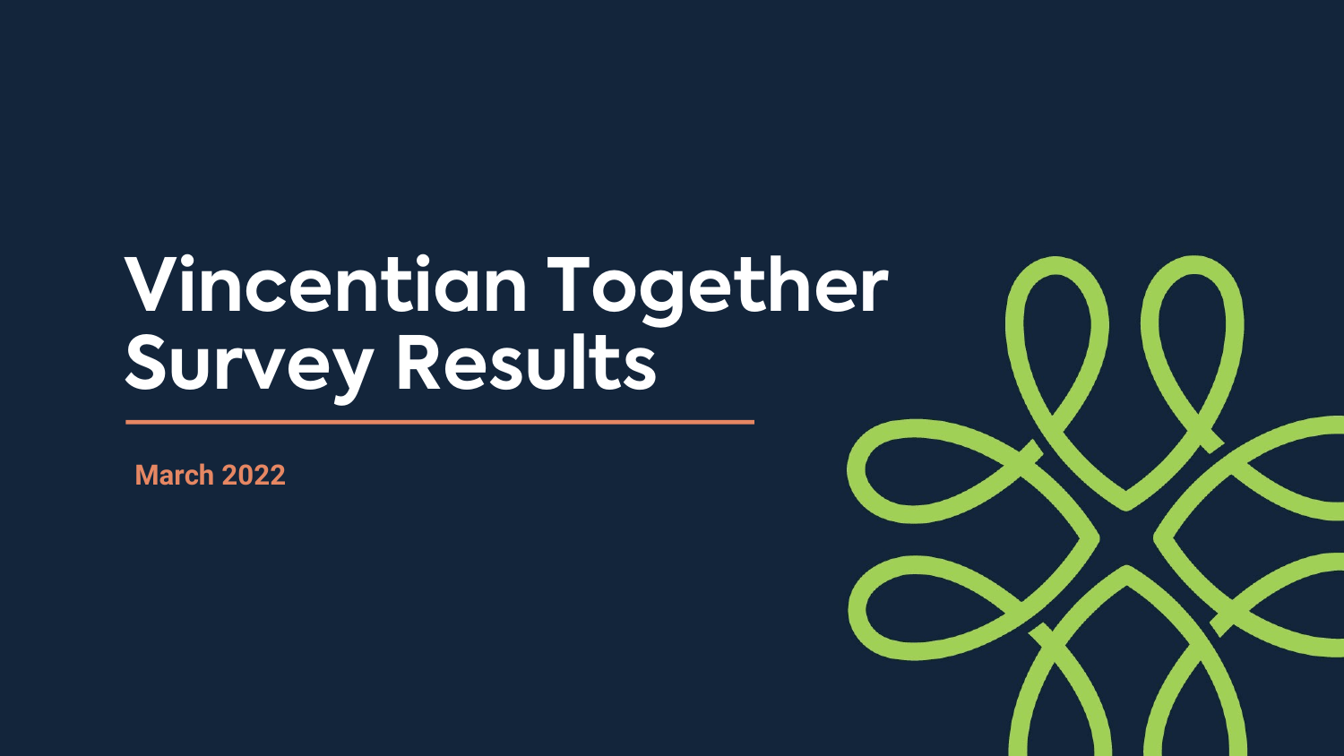# Vincentian Together Survey Results

**March 2022**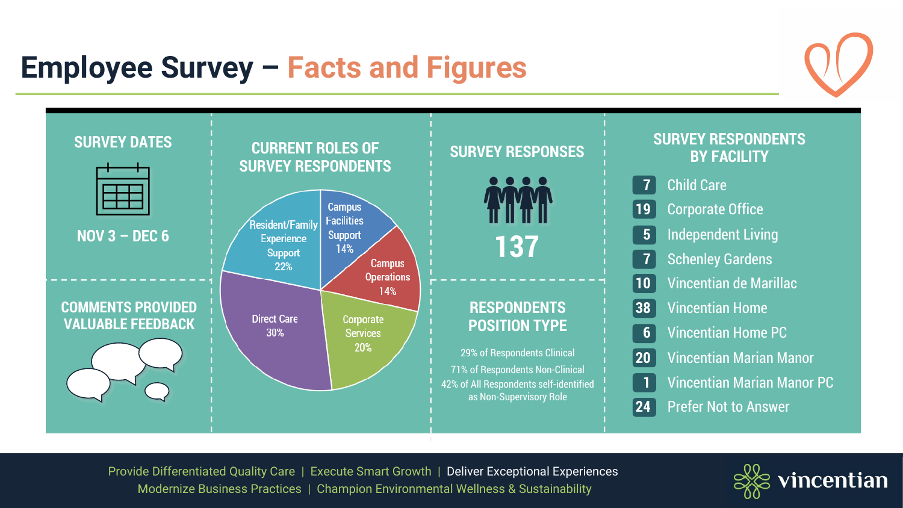# Employee Survey – Facts and Figures

## SURVEY DATES

NOV 3 – DEC 6

## COMMENTS PROVIDED VALUABLE FEEDBACK

## CURRENT ROLES OF SURVEY RESPONDENTS

- Campus Facilities Support 14%
- Campus Operations 14%
- Corporate Services 20%
- Direct Care 30%
- Resident/Family Experience Support 22%

## SURVEY RESPONSES

137

## RESPONDENTS POSITION TYPE

29% of Respondents Clinical

71% of Respondents Non-Clinical

42% of All Respondents self-identified as Non-Supervisory Role

## SURVEY RESPONDENTS BY FACILITY

| Count | Facility |
| --- | --- |
| 7 | Child Care |
| 19 | Corporate Office |
| 5 | Independent Living |
| 7 | Schenley Gardens |
| 10 | Vincentian de Marillac |
| 38 | Vincentian Home |
| 6 | Vincentian Home PC |
| 20 | Vincentian Marian Manor |
| 1 | Vincentian Marian Manor PC |
| 24 | Prefer Not to Answer |

Provide Differentiated Quality Care | Execute Smart Growth | Deliver Exceptional Experiences
Modernize Business Practices | Champion Environmental Wellness & Sustainability

vincentian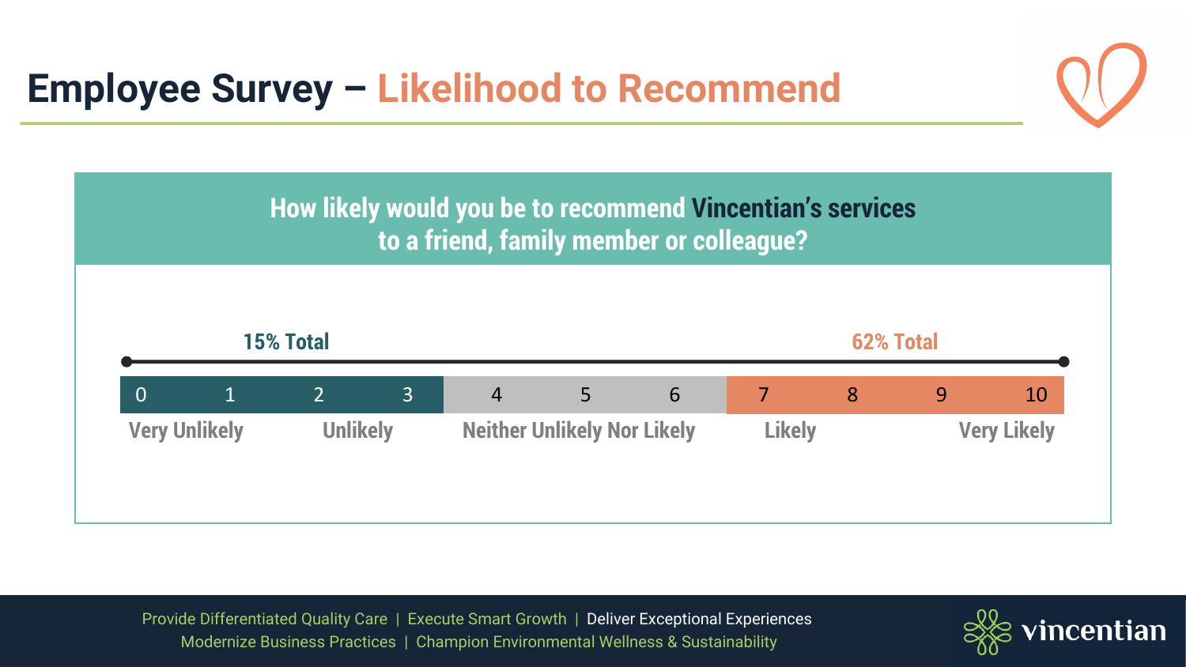# Employee Survey – Likelihood to Recommend

**How likely would you be to recommend Vincentian's services to a friend, family member or colleague?**

| 15% Total | | | | | | | 62% Total | | | |
|---|---|---|---|---|---|---|---|---|---|---|
| 0 | 1 | 2 | 3 | 4 | 5 | 6 | 7 | 8 | 9 | 10 |
| Very Unlikely | | Unlikely | | Neither Unlikely Nor Likely | | | Likely | | | Very Likely |

Provide Differentiated Quality Care | Execute Smart Growth | Deliver Exceptional Experiences
Modernize Business Practices | Champion Environmental Wellness & Sustainability

vincentian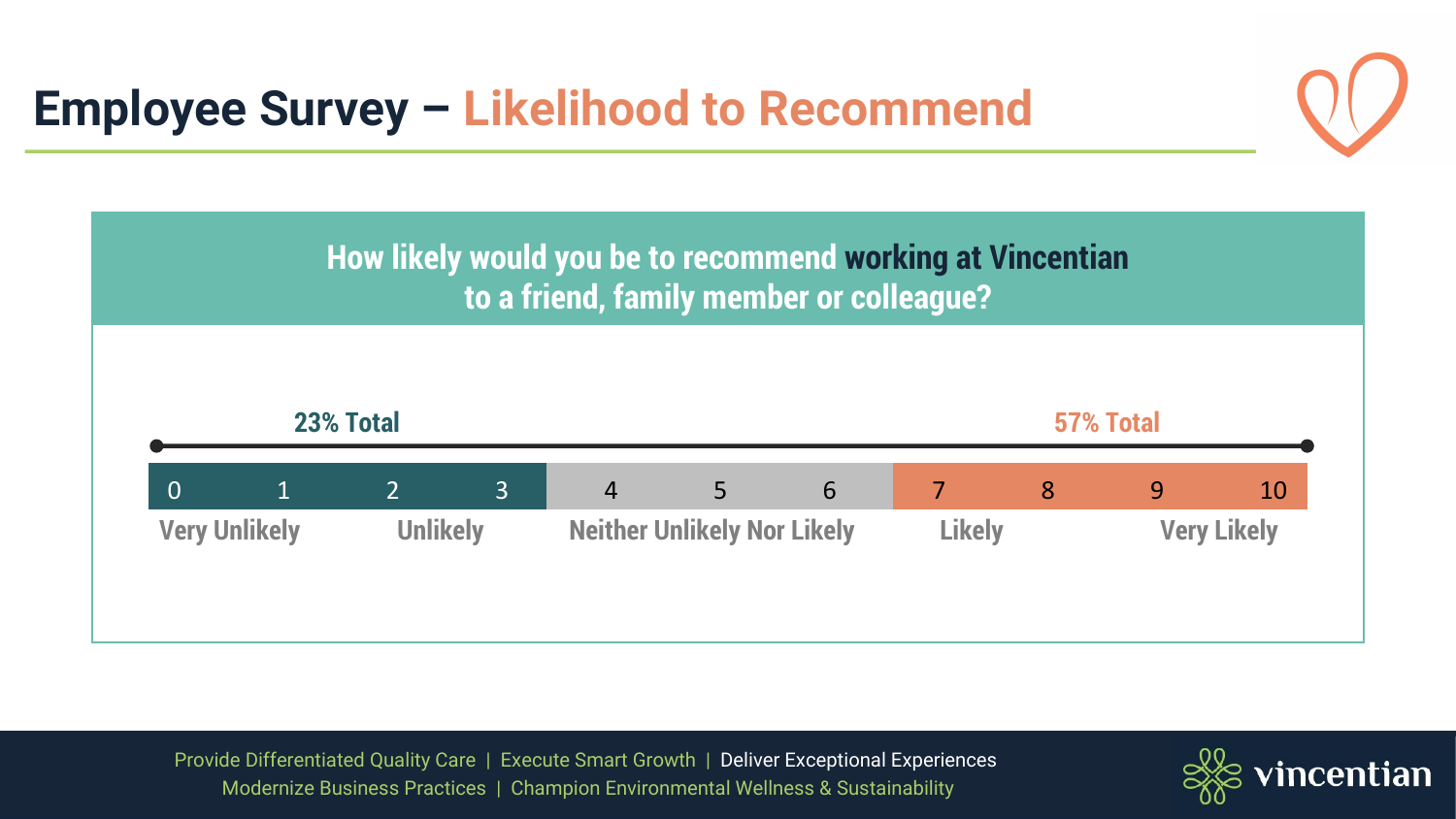# Employee Survey – Likelihood to Recommend

**How likely would you be to recommend working at Vincentian to a friend, family member or colleague?**

| 23% Total | | | | | | | 57% Total | | | |
|---|---|---|---|---|---|---|---|---|---|---|
| 0 | 1 | 2 | 3 | 4 | 5 | 6 | 7 | 8 | 9 | 10 |
| Very Unlikely | | Unlikely | | Neither Unlikely Nor Likely | | | Likely | | Very Likely | |

Provide Differentiated Quality Care | Execute Smart Growth | Deliver Exceptional Experiences
Modernize Business Practices | Champion Environmental Wellness & Sustainability

vincentian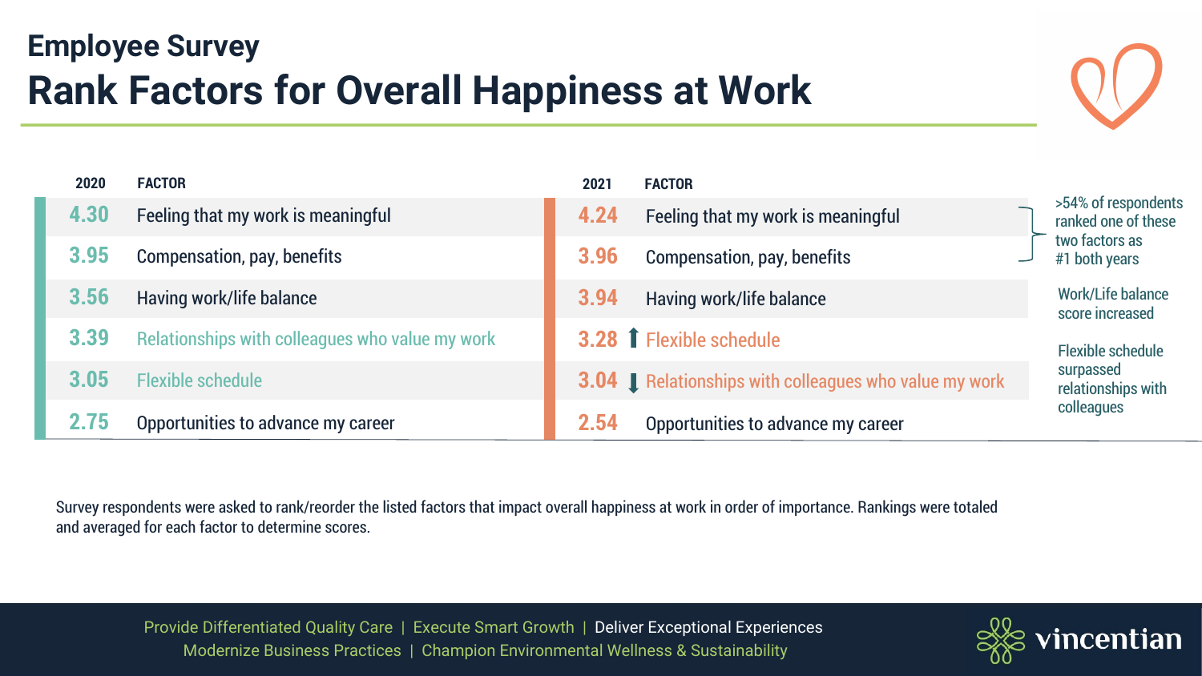# Employee Survey

## Rank Factors for Overall Happiness at Work

| 2020 | FACTOR | 2021 | FACTOR |
|---|---|---|---|
| 4.30 | Feeling that my work is meaningful | 4.24 | Feeling that my work is meaningful |
| 3.95 | Compensation, pay, benefits | 3.96 | Compensation, pay, benefits |
| 3.56 | Having work/life balance | 3.94 | Having work/life balance |
| 3.39 | Relationships with colleagues who value my work | 3.28 ↑ | Flexible schedule |
| 3.05 | Flexible schedule | 3.04 ↓ | Relationships with colleagues who value my work |
| 2.75 | Opportunities to advance my career | 2.54 | Opportunities to advance my career |

- >54% of respondents ranked one of these two factors as #1 both years
- Work/Life balance score increased
- Flexible schedule surpassed relationships with colleagues

Survey respondents were asked to rank/reorder the listed factors that impact overall happiness at work in order of importance. Rankings were totaled and averaged for each factor to determine scores.

Provide Differentiated Quality Care | Execute Smart Growth | Deliver Exceptional Experiences
Modernize Business Practices | Champion Environmental Wellness & Sustainability

vincentian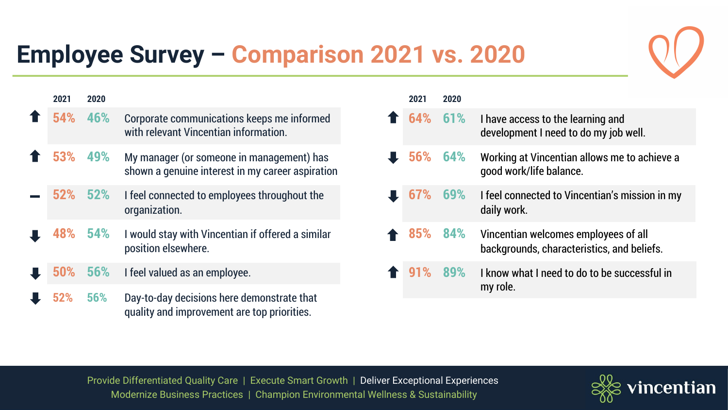# Employee Survey – Comparison 2021 vs. 2020

| Trend | 2021 | 2020 | Statement |
|---|---|---|---|
| ⬆ | 54% | 46% | Corporate communications keeps me informed with relevant Vincentian information. |
| ⬆ | 53% | 49% | My manager (or someone in management) has shown a genuine interest in my career aspiration |
| – | 52% | 52% | I feel connected to employees throughout the organization. |
| ⬇ | 48% | 54% | I would stay with Vincentian if offered a similar position elsewhere. |
| ⬇ | 50% | 56% | I feel valued as an employee. |
| ⬇ | 52% | 56% | Day-to-day decisions here demonstrate that quality and improvement are top priorities. |

| Trend | 2021 | 2020 | Statement |
|---|---|---|---|
| ⬆ | 64% | 61% | I have access to the learning and development I need to do my job well. |
| ⬇ | 56% | 64% | Working at Vincentian allows me to achieve a good work/life balance. |
| ⬇ | 67% | 69% | I feel connected to Vincentian's mission in my daily work. |
| ⬆ | 85% | 84% | Vincentian welcomes employees of all backgrounds, characteristics, and beliefs. |
| ⬆ | 91% | 89% | I know what I need to do to be successful in my role. |

Provide Differentiated Quality Care | Execute Smart Growth | Deliver Exceptional Experiences
Modernize Business Practices | Champion Environmental Wellness & Sustainability

vincentian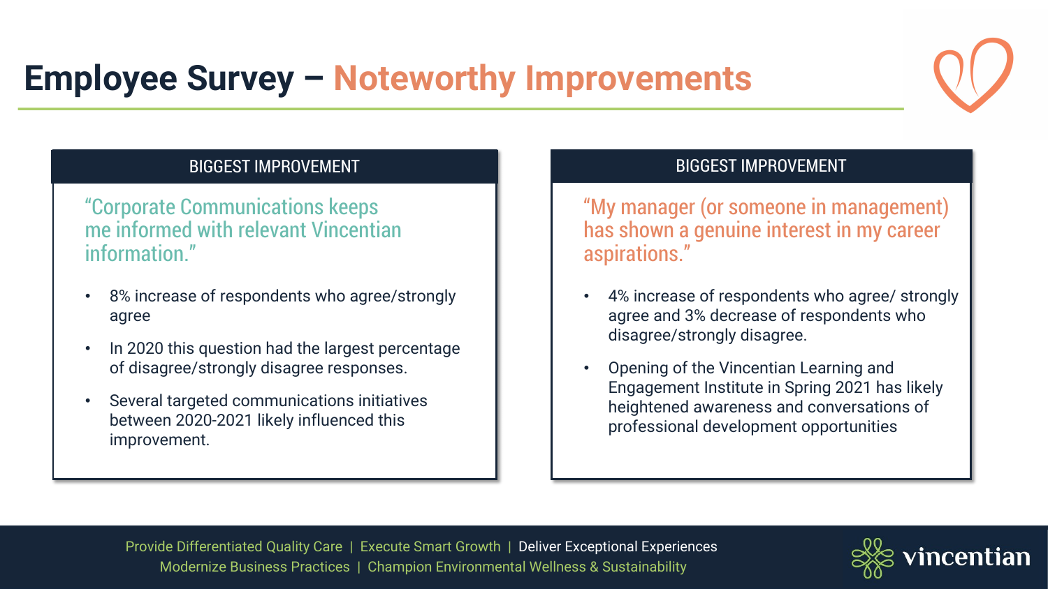# Employee Survey – Noteworthy Improvements

## BIGGEST IMPROVEMENT

"Corporate Communications keeps me informed with relevant Vincentian information."

- 8% increase of respondents who agree/strongly agree
- In 2020 this question had the largest percentage of disagree/strongly disagree responses.
- Several targeted communications initiatives between 2020-2021 likely influenced this improvement.

## BIGGEST IMPROVEMENT

"My manager (or someone in management) has shown a genuine interest in my career aspirations."

- 4% increase of respondents who agree/ strongly agree and 3% decrease of respondents who disagree/strongly disagree.
- Opening of the Vincentian Learning and Engagement Institute in Spring 2021 has likely heightened awareness and conversations of professional development opportunities

Provide Differentiated Quality Care | Execute Smart Growth | Deliver Exceptional Experiences
Modernize Business Practices | Champion Environmental Wellness & Sustainability

vincentian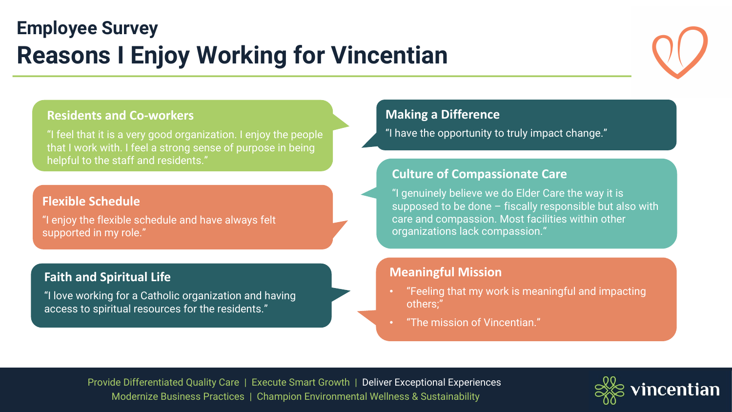## Employee Survey

# Reasons I Enjoy Working for Vincentian

### Residents and Co-workers

"I feel that it is a very good organization. I enjoy the people that I work with. I feel a strong sense of purpose in being helpful to the staff and residents."

### Flexible Schedule

"I enjoy the flexible schedule and have always felt supported in my role."

### Faith and Spiritual Life

"I love working for a Catholic organization and having access to spiritual resources for the residents."

### Making a Difference

"I have the opportunity to truly impact change."

### Culture of Compassionate Care

"I genuinely believe we do Elder Care the way it is supposed to be done – fiscally responsible but also with care and compassion. Most facilities within other organizations lack compassion."

### Meaningful Mission

- "Feeling that my work is meaningful and impacting others;"
- "The mission of Vincentian."

Provide Differentiated Quality Care | Execute Smart Growth | Deliver Exceptional Experiences
Modernize Business Practices | Champion Environmental Wellness & Sustainability

vincentian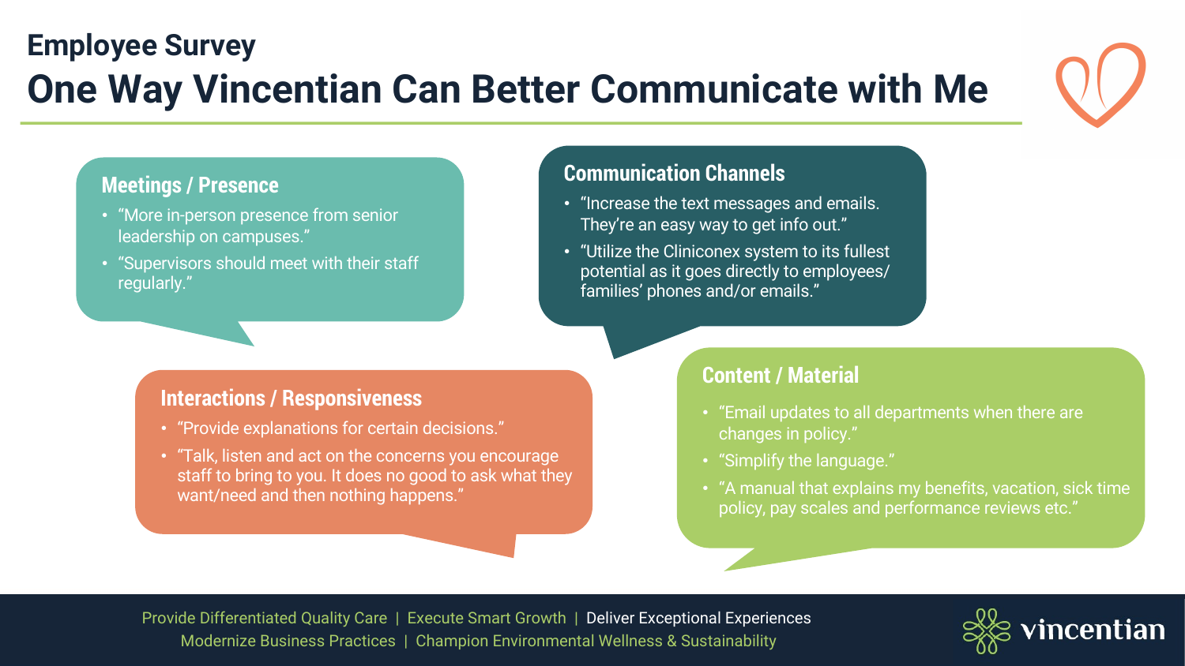# Employee Survey

## One Way Vincentian Can Better Communicate with Me

### Meetings / Presence

- "More in-person presence from senior leadership on campuses."
- "Supervisors should meet with their staff regularly."

### Communication Channels

- "Increase the text messages and emails. They're an easy way to get info out."
- "Utilize the Cliniconex system to its fullest potential as it goes directly to employees/ families' phones and/or emails."

### Interactions / Responsiveness

- "Provide explanations for certain decisions."
- "Talk, listen and act on the concerns you encourage staff to bring to you. It does no good to ask what they want/need and then nothing happens."

### Content / Material

- "Email updates to all departments when there are changes in policy."
- "Simplify the language."
- "A manual that explains my benefits, vacation, sick time policy, pay scales and performance reviews etc."

Provide Differentiated Quality Care | Execute Smart Growth | Deliver Exceptional Experiences
Modernize Business Practices | Champion Environmental Wellness & Sustainability

vincentian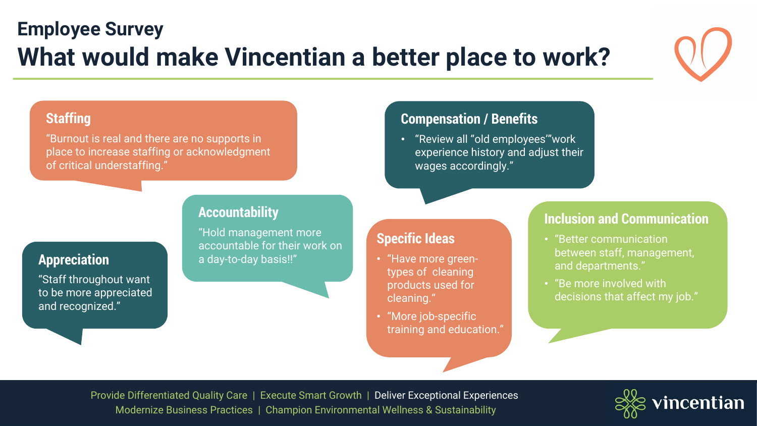# Employee Survey

## What would make Vincentian a better place to work?

### Staffing

"Burnout is real and there are no supports in place to increase staffing or acknowledgment of critical understaffing."

### Accountability

"Hold management more accountable for their work on a day-to-day basis!!"

### Appreciation

"Staff throughout want to be more appreciated and recognized."

### Compensation / Benefits

- "Review all "old employees'"work experience history and adjust their wages accordingly."

### Specific Ideas

- "Have more green-types of cleaning products used for cleaning."
- "More job-specific training and education."

### Inclusion and Communication

- "Better communication between staff, management, and departments."
- "Be more involved with decisions that affect my job."

Provide Differentiated Quality Care | Execute Smart Growth | Deliver Exceptional Experiences
Modernize Business Practices | Champion Environmental Wellness & Sustainability

vincentian